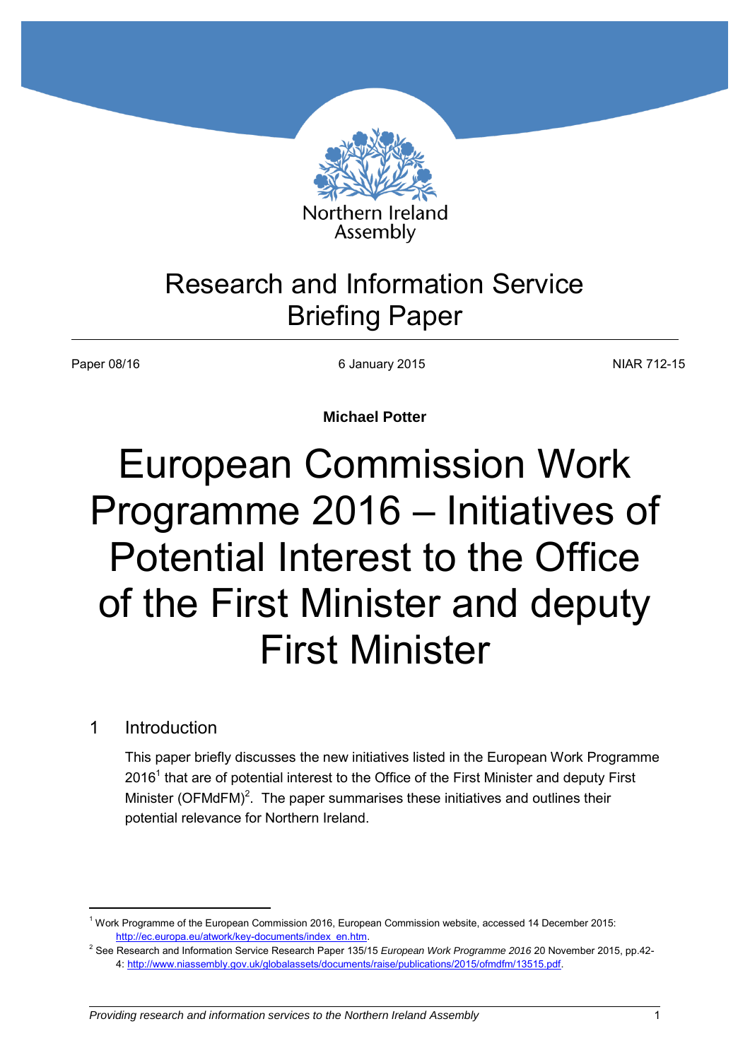Northern Ireland Assembly

# Research and Information Service Briefing Paper

Paper 08/16 | 6 January 2015 | NIAR 712-15

**Michael Potter**

# European Commission Work Programme 2016 – Initiatives of Potential Interest to the Office of the First Minister and deputy First Minister

## 1 Introduction

This paper briefly discusses the new initiatives listed in the European Work Programme 2016[1] that are of potential interest to the Office of the First Minister and deputy First Minister (OFMdFM)[2]. The paper summarises these initiatives and outlines their potential relevance for Northern Ireland.

---

[1] Work Programme of the European Commission 2016, European Commission website, accessed 14 December 2015: http://ec.europa.eu/atwork/key-documents/index_en.htm.

[2] See Research and Information Service Research Paper 135/15 *European Work Programme 2016* 20 November 2015, pp.42-4: http://www.niassembly.gov.uk/globalassets/documents/raise/publications/2015/ofmdfm/13515.pdf.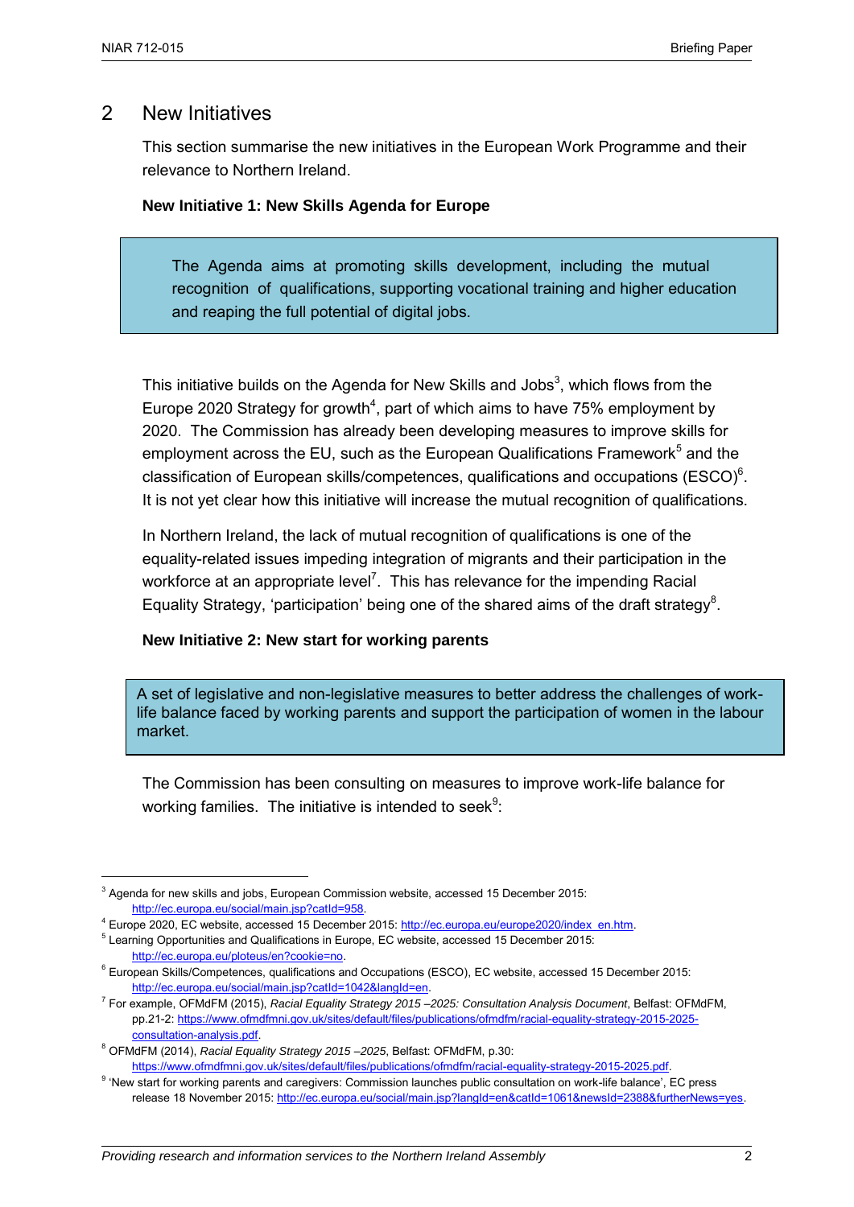## 2 New Initiatives

This section summarise the new initiatives in the European Work Programme and their relevance to Northern Ireland.

**New Initiative 1: New Skills Agenda for Europe**

> The Agenda aims at promoting skills development, including the mutual recognition of qualifications, supporting vocational training and higher education and reaping the full potential of digital jobs.

This initiative builds on the Agenda for New Skills and Jobs[3], which flows from the Europe 2020 Strategy for growth[4], part of which aims to have 75% employment by 2020. The Commission has already been developing measures to improve skills for employment across the EU, such as the European Qualifications Framework[5] and the classification of European skills/competences, qualifications and occupations (ESCO)[6]. It is not yet clear how this initiative will increase the mutual recognition of qualifications.

In Northern Ireland, the lack of mutual recognition of qualifications is one of the equality-related issues impeding integration of migrants and their participation in the workforce at an appropriate level[7]. This has relevance for the impending Racial Equality Strategy, 'participation' being one of the shared aims of the draft strategy[8].

**New Initiative 2: New start for working parents**

> A set of legislative and non-legislative measures to better address the challenges of work-life balance faced by working parents and support the participation of women in the labour market.

The Commission has been consulting on measures to improve work-life balance for working families. The initiative is intended to seek[9]:

---

[3] Agenda for new skills and jobs, European Commission website, accessed 15 December 2015: http://ec.europa.eu/social/main.jsp?catId=958.

[4] Europe 2020, EC website, accessed 15 December 2015: http://ec.europa.eu/europe2020/index_en.htm.

[5] Learning Opportunities and Qualifications in Europe, EC website, accessed 15 December 2015: http://ec.europa.eu/ploteus/en?cookie=no.

[6] European Skills/Competences, qualifications and Occupations (ESCO), EC website, accessed 15 December 2015: http://ec.europa.eu/social/main.jsp?catId=1042&langId=en.

[7] For example, OFMdFM (2015), *Racial Equality Strategy 2015 –2025: Consultation Analysis Document*, Belfast: OFMdFM, pp.21-2: https://www.ofmdfmni.gov.uk/sites/default/files/publications/ofmdfm/racial-equality-strategy-2015-2025-consultation-analysis.pdf.

[8] OFMdFM (2014), *Racial Equality Strategy 2015 –2025*, Belfast: OFMdFM, p.30: https://www.ofmdfmni.gov.uk/sites/default/files/publications/ofmdfm/racial-equality-strategy-2015-2025.pdf.

[9] 'New start for working parents and caregivers: Commission launches public consultation on work-life balance', EC press release 18 November 2015: http://ec.europa.eu/social/main.jsp?langId=en&catId=1061&newsId=2388&furtherNews=yes.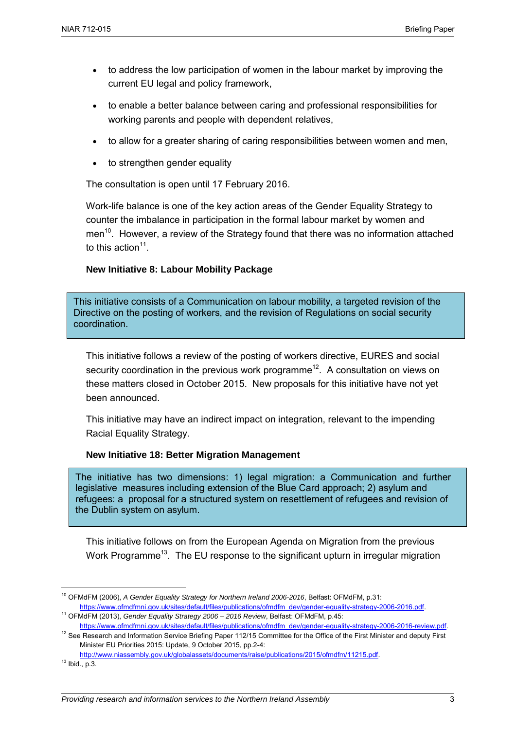- to address the low participation of women in the labour market by improving the current EU legal and policy framework,
- to enable a better balance between caring and professional responsibilities for working parents and people with dependent relatives,
- to allow for a greater sharing of caring responsibilities between women and men,
- to strengthen gender equality

The consultation is open until 17 February 2016.

Work-life balance is one of the key action areas of the Gender Equality Strategy to counter the imbalance in participation in the formal labour market by women and men[10]. However, a review of the Strategy found that there was no information attached to this action[11].

**New Initiative 8: Labour Mobility Package**

> This initiative consists of a Communication on labour mobility, a targeted revision of the Directive on the posting of workers, and the revision of Regulations on social security coordination.

This initiative follows a review of the posting of workers directive, EURES and social security coordination in the previous work programme[12]. A consultation on views on these matters closed in October 2015. New proposals for this initiative have not yet been announced.

This initiative may have an indirect impact on integration, relevant to the impending Racial Equality Strategy.

**New Initiative 18: Better Migration Management**

> The initiative has two dimensions: 1) legal migration: a Communication and further legislative measures including extension of the Blue Card approach; 2) asylum and refugees: a proposal for a structured system on resettlement of refugees and revision of the Dublin system on asylum.

This initiative follows on from the European Agenda on Migration from the previous Work Programme[13]. The EU response to the significant upturn in irregular migration

---

[10] OFMdFM (2006), *A Gender Equality Strategy for Northern Ireland 2006-2016*, Belfast: OFMdFM, p.31: https://www.ofmdfmni.gov.uk/sites/default/files/publications/ofmdfm_dev/gender-equality-strategy-2006-2016.pdf.

[11] OFMdFM (2013), *Gender Equality Strategy 2006 – 2016 Review*, Belfast: OFMdFM, p.45: https://www.ofmdfmni.gov.uk/sites/default/files/publications/ofmdfm_dev/gender-equality-strategy-2006-2016-review.pdf.

[12] See Research and Information Service Briefing Paper 112/15 Committee for the Office of the First Minister and deputy First Minister EU Priorities 2015: Update, 9 October 2015, pp.2-4: http://www.niassembly.gov.uk/globalassets/documents/raise/publications/2015/ofmdfm/11215.pdf.

[13] Ibid., p.3.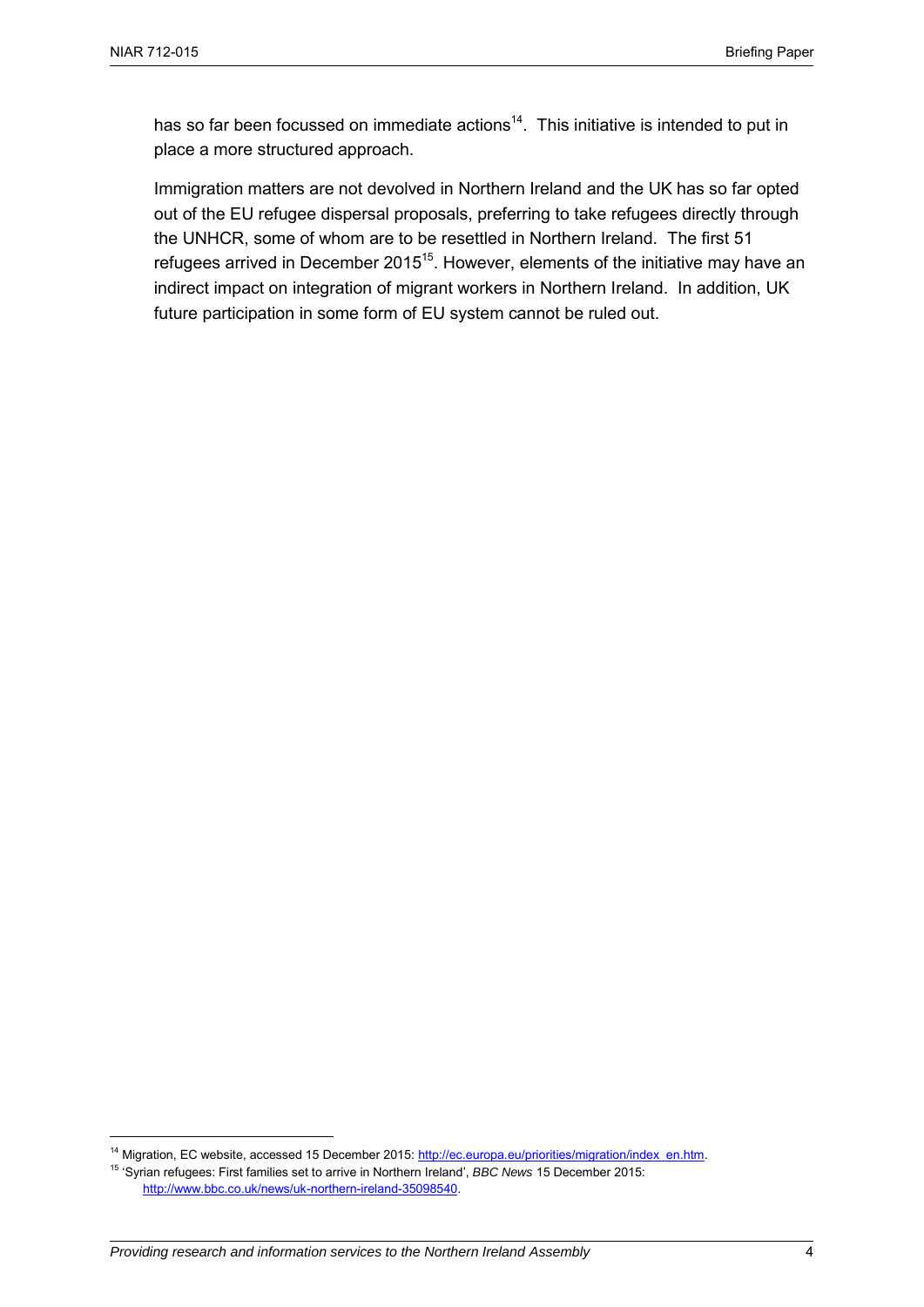has so far been focussed on immediate actions[14]. This initiative is intended to put in place a more structured approach.

Immigration matters are not devolved in Northern Ireland and the UK has so far opted out of the EU refugee dispersal proposals, preferring to take refugees directly through the UNHCR, some of whom are to be resettled in Northern Ireland. The first 51 refugees arrived in December 2015[15]. However, elements of the initiative may have an indirect impact on integration of migrant workers in Northern Ireland. In addition, UK future participation in some form of EU system cannot be ruled out.

---

[14] Migration, EC website, accessed 15 December 2015: http://ec.europa.eu/priorities/migration/index_en.htm.

[15] 'Syrian refugees: First families set to arrive in Northern Ireland', *BBC News* 15 December 2015: http://www.bbc.co.uk/news/uk-northern-ireland-35098540.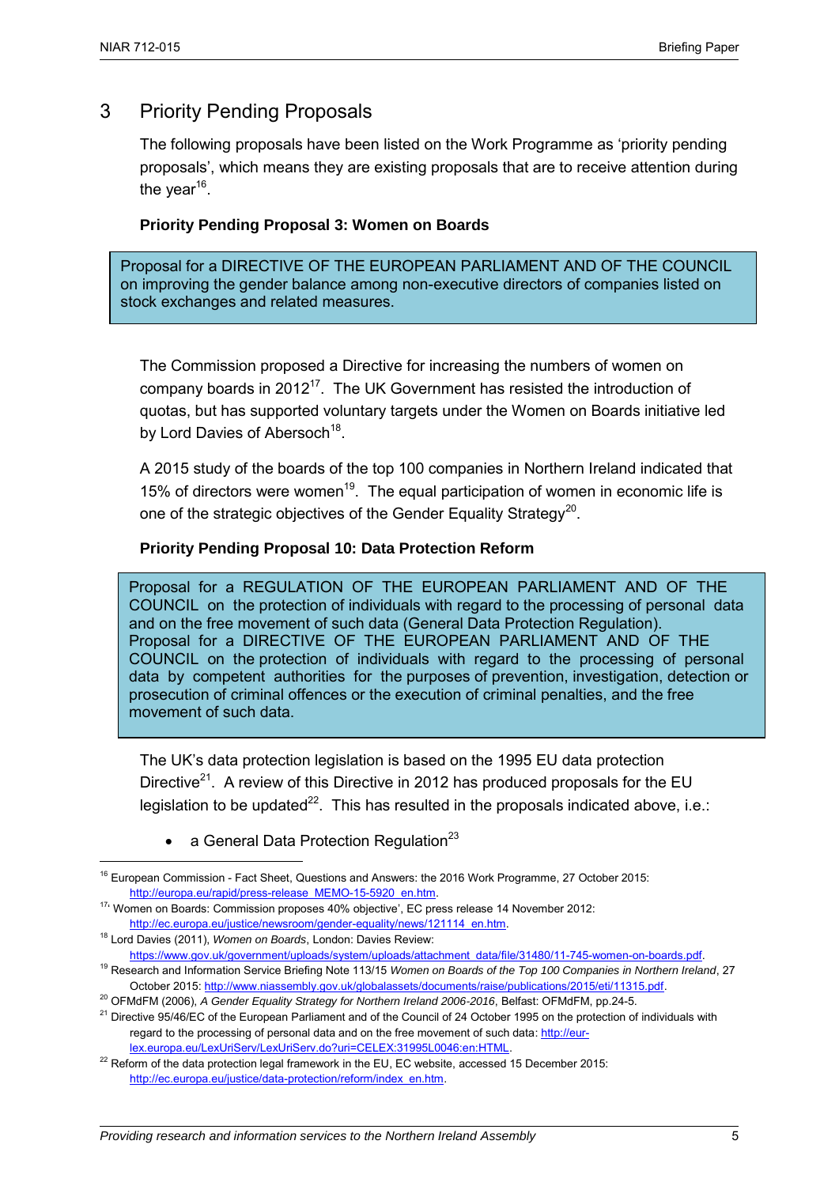## 3 Priority Pending Proposals

The following proposals have been listed on the Work Programme as 'priority pending proposals', which means they are existing proposals that are to receive attention during the year[16].

**Priority Pending Proposal 3: Women on Boards**

> Proposal for a DIRECTIVE OF THE EUROPEAN PARLIAMENT AND OF THE COUNCIL on improving the gender balance among non-executive directors of companies listed on stock exchanges and related measures.

The Commission proposed a Directive for increasing the numbers of women on company boards in 2012[17]. The UK Government has resisted the introduction of quotas, but has supported voluntary targets under the Women on Boards initiative led by Lord Davies of Abersoch[18].

A 2015 study of the boards of the top 100 companies in Northern Ireland indicated that 15% of directors were women[19]. The equal participation of women in economic life is one of the strategic objectives of the Gender Equality Strategy[20].

**Priority Pending Proposal 10: Data Protection Reform**

> Proposal for a REGULATION OF THE EUROPEAN PARLIAMENT AND OF THE COUNCIL on the protection of individuals with regard to the processing of personal data and on the free movement of such data (General Data Protection Regulation).
> Proposal for a DIRECTIVE OF THE EUROPEAN PARLIAMENT AND OF THE COUNCIL on the protection of individuals with regard to the processing of personal data by competent authorities for the purposes of prevention, investigation, detection or prosecution of criminal offences or the execution of criminal penalties, and the free movement of such data.

The UK's data protection legislation is based on the 1995 EU data protection Directive[21]. A review of this Directive in 2012 has produced proposals for the EU legislation to be updated[22]. This has resulted in the proposals indicated above, i.e.:

- a General Data Protection Regulation[23]

---

[16] European Commission - Fact Sheet, Questions and Answers: the 2016 Work Programme, 27 October 2015: http://europa.eu/rapid/press-release_MEMO-15-5920_en.htm.

[17] 'Women on Boards: Commission proposes 40% objective', EC press release 14 November 2012: http://ec.europa.eu/justice/newsroom/gender-equality/news/121114_en.htm.

[18] Lord Davies (2011), *Women on Boards*, London: Davies Review: https://www.gov.uk/government/uploads/system/uploads/attachment_data/file/31480/11-745-women-on-boards.pdf.

[19] Research and Information Service Briefing Note 113/15 *Women on Boards of the Top 100 Companies in Northern Ireland*, 27 October 2015: http://www.niassembly.gov.uk/globalassets/documents/raise/publications/2015/eti/11315.pdf.

[20] OFMdFM (2006), *A Gender Equality Strategy for Northern Ireland 2006-2016*, Belfast: OFMdFM, pp.24-5.

[21] Directive 95/46/EC of the European Parliament and of the Council of 24 October 1995 on the protection of individuals with regard to the processing of personal data and on the free movement of such data: http://eur-lex.europa.eu/LexUriServ/LexUriServ.do?uri=CELEX:31995L0046:en:HTML.

[22] Reform of the data protection legal framework in the EU, EC website, accessed 15 December 2015: http://ec.europa.eu/justice/data-protection/reform/index_en.htm.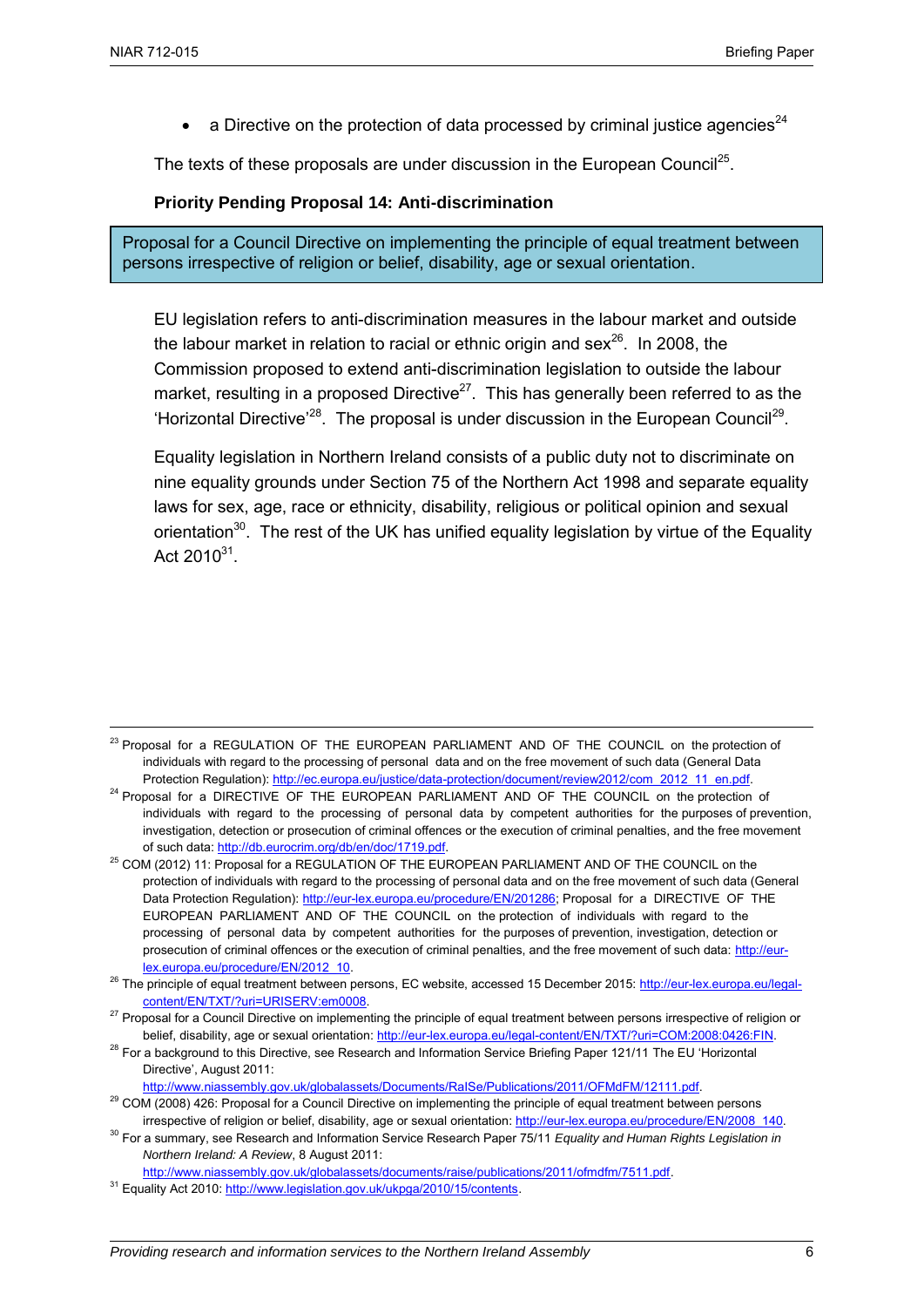- a Directive on the protection of data processed by criminal justice agencies[24]

The texts of these proposals are under discussion in the European Council[25].

**Priority Pending Proposal 14: Anti-discrimination**

Proposal for a Council Directive on implementing the principle of equal treatment between persons irrespective of religion or belief, disability, age or sexual orientation.

EU legislation refers to anti-discrimination measures in the labour market and outside the labour market in relation to racial or ethnic origin and sex[26]. In 2008, the Commission proposed to extend anti-discrimination legislation to outside the labour market, resulting in a proposed Directive[27]. This has generally been referred to as the 'Horizontal Directive'[28]. The proposal is under discussion in the European Council[29].

Equality legislation in Northern Ireland consists of a public duty not to discriminate on nine equality grounds under Section 75 of the Northern Act 1998 and separate equality laws for sex, age, race or ethnicity, disability, religious or political opinion and sexual orientation[30]. The rest of the UK has unified equality legislation by virtue of the Equality Act 2010[31].

---

[23] Proposal for a REGULATION OF THE EUROPEAN PARLIAMENT AND OF THE COUNCIL on the protection of individuals with regard to the processing of personal data and on the free movement of such data (General Data Protection Regulation): http://ec.europa.eu/justice/data-protection/document/review2012/com_2012_11_en.pdf.

[24] Proposal for a DIRECTIVE OF THE EUROPEAN PARLIAMENT AND OF THE COUNCIL on the protection of individuals with regard to the processing of personal data by competent authorities for the purposes of prevention, investigation, detection or prosecution of criminal offences or the execution of criminal penalties, and the free movement of such data: http://db.eurocrim.org/db/en/doc/1719.pdf.

[25] COM (2012) 11: Proposal for a REGULATION OF THE EUROPEAN PARLIAMENT AND OF THE COUNCIL on the protection of individuals with regard to the processing of personal data and on the free movement of such data (General Data Protection Regulation): http://eur-lex.europa.eu/procedure/EN/201286; Proposal for a DIRECTIVE OF THE EUROPEAN PARLIAMENT AND OF THE COUNCIL on the protection of individuals with regard to the processing of personal data by competent authorities for the purposes of prevention, investigation, detection or prosecution of criminal offences or the execution of criminal penalties, and the free movement of such data: http://eur-lex.europa.eu/procedure/EN/2012_10.

[26] The principle of equal treatment between persons, EC website, accessed 15 December 2015: http://eur-lex.europa.eu/legal-content/EN/TXT/?uri=URISERV:em0008.

[27] Proposal for a Council Directive on implementing the principle of equal treatment between persons irrespective of religion or belief, disability, age or sexual orientation: http://eur-lex.europa.eu/legal-content/EN/TXT/?uri=COM:2008:0426:FIN.

[28] For a background to this Directive, see Research and Information Service Briefing Paper 121/11 The EU 'Horizontal Directive', August 2011: http://www.niassembly.gov.uk/globalassets/Documents/RaISe/Publications/2011/OFMdFM/12111.pdf.

[29] COM (2008) 426: Proposal for a Council Directive on implementing the principle of equal treatment between persons irrespective of religion or belief, disability, age or sexual orientation: http://eur-lex.europa.eu/procedure/EN/2008_140.

[30] For a summary, see Research and Information Service Research Paper 75/11 *Equality and Human Rights Legislation in Northern Ireland: A Review*, 8 August 2011: http://www.niassembly.gov.uk/globalassets/documents/raise/publications/2011/ofmdfm/7511.pdf.

[31] Equality Act 2010: http://www.legislation.gov.uk/ukpga/2010/15/contents.